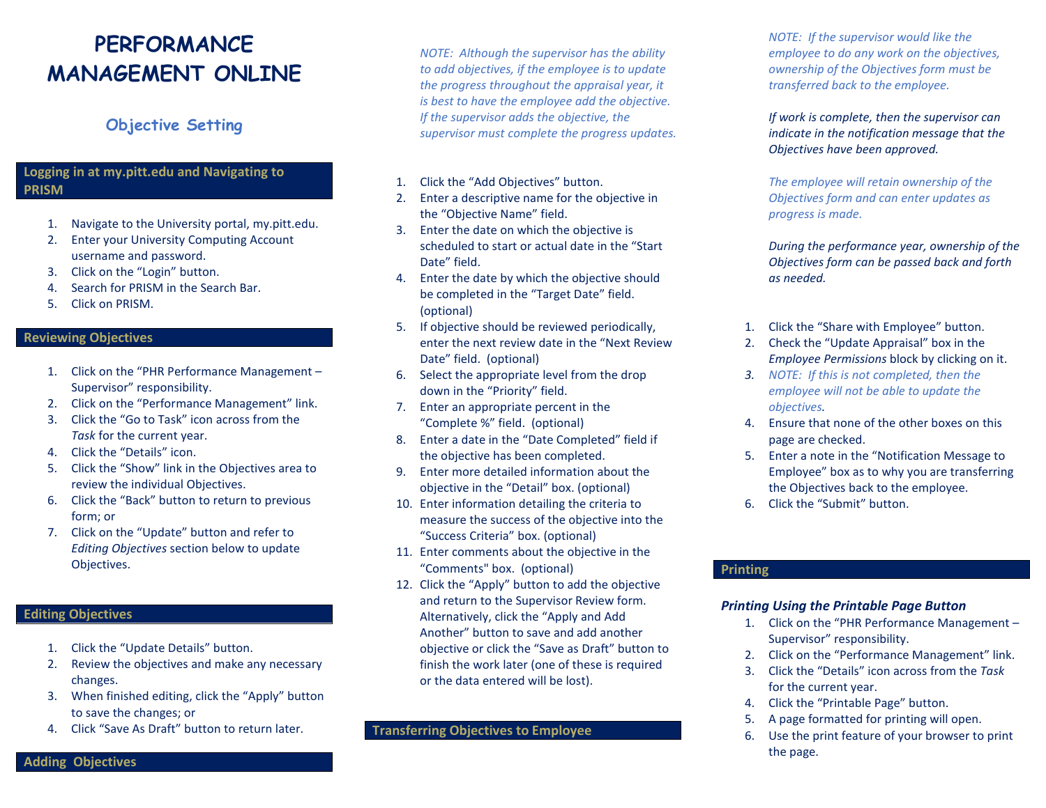# PERFORMANCE MANAGEMENT ONLINE

## Objective Setting

### Logging in at my.pitt.edu and Navigating to PRISM

1. Navigate to the University portal, my.pitt.edu.
2. Enter your University Computing Account username and password.
3. Click on the “Login” button.
4. Search for PRISM in the Search Bar.
5. Click on PRISM.

### Reviewing Objectives

1. Click on the “PHR Performance Management – Supervisor” responsibility.
2. Click on the “Performance Management” link.
3. Click the “Go to Task” icon across from the *Task* for the current year.
4. Click the “Details” icon.
5. Click the “Show” link in the Objectives area to review the individual Objectives.
6. Click the “Back” button to return to previous form; or
7. Click on the “Update” button and refer to *Editing Objectives* section below to update Objectives.

### Editing Objectives

1. Click the “Update Details” button.
2. Review the objectives and make any necessary changes.
3. When finished editing, click the “Apply” button to save the changes; or
4. Click “Save As Draft” button to return later.

### Adding Objectives

*NOTE: Although the supervisor has the ability to add objectives, if the employee is to update the progress throughout the appraisal year, it is best to have the employee add the objective. If the supervisor adds the objective, the supervisor must complete the progress updates.*

1. Click the “Add Objectives” button.
2. Enter a descriptive name for the objective in the “Objective Name” field.
3. Enter the date on which the objective is scheduled to start or actual date in the “Start Date” field.
4. Enter the date by which the objective should be completed in the “Target Date” field. (optional)
5. If objective should be reviewed periodically, enter the next review date in the “Next Review Date” field. (optional)
6. Select the appropriate level from the drop down in the “Priority” field.
7. Enter an appropriate percent in the “Complete %” field. (optional)
8. Enter a date in the “Date Completed” field if the objective has been completed.
9. Enter more detailed information about the objective in the “Detail” box. (optional)
10. Enter information detailing the criteria to measure the success of the objective into the “Success Criteria” box. (optional)
11. Enter comments about the objective in the “Comments" box. (optional)
12. Click the “Apply” button to add the objective and return to the Supervisor Review form. Alternatively, click the “Apply and Add Another” button to save and add another objective or click the “Save as Draft” button to finish the work later (one of these is required or the data entered will be lost).

### Transferring Objectives to Employee

*NOTE: If the supervisor would like the employee to do any work on the objectives, ownership of the Objectives form must be transferred back to the employee.*

*If work is complete, then the supervisor can indicate in the notification message that the Objectives have been approved.*

*The employee will retain ownership of the Objectives form and can enter updates as progress is made.*

*During the performance year, ownership of the Objectives form can be passed back and forth as needed.*

1. Click the “Share with Employee” button.
2. Check the “Update Appraisal” box in the *Employee Permissions* block by clicking on it.
3. *NOTE: If this is not completed, then the employee will not be able to update the objectives.*
4. Ensure that none of the other boxes on this page are checked.
5. Enter a note in the “Notification Message to Employee” box as to why you are transferring the Objectives back to the employee.
6. Click the “Submit” button.

### Printing

#### *Printing Using the Printable Page Button*

1. Click on the “PHR Performance Management – Supervisor” responsibility.
2. Click on the “Performance Management” link.
3. Click the “Details” icon across from the *Task* for the current year.
4. Click the “Printable Page” button.
5. A page formatted for printing will open.
6. Use the print feature of your browser to print the page.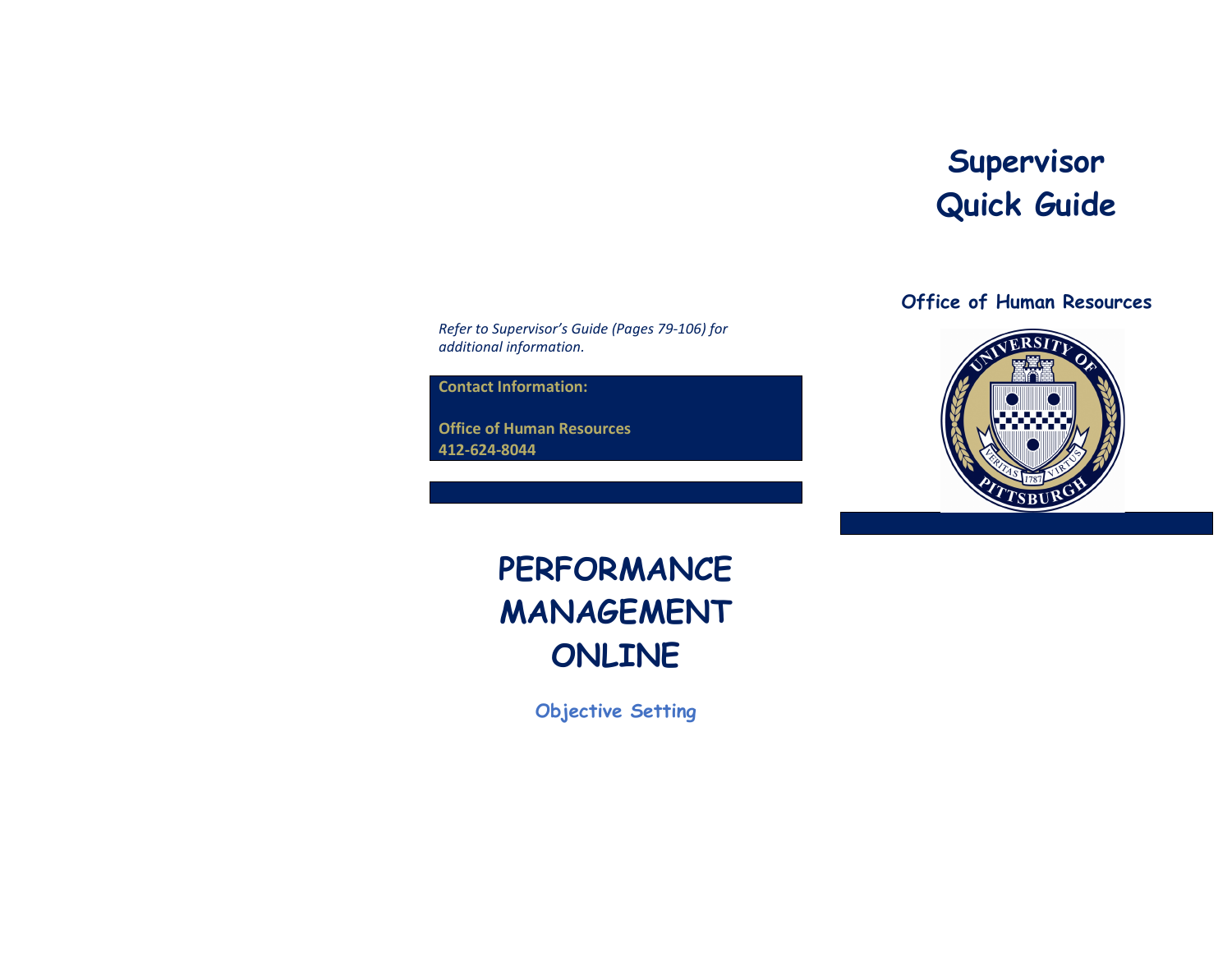*Refer to Supervisor's Guide (Pages 79-106) for additional information.*

**Contact Information:**

**Office of Human Resources**
**412-624-8044**

# PERFORMANCE MANAGEMENT ONLINE

**Objective Setting**

# Supervisor Quick Guide

**Office of Human Resources**